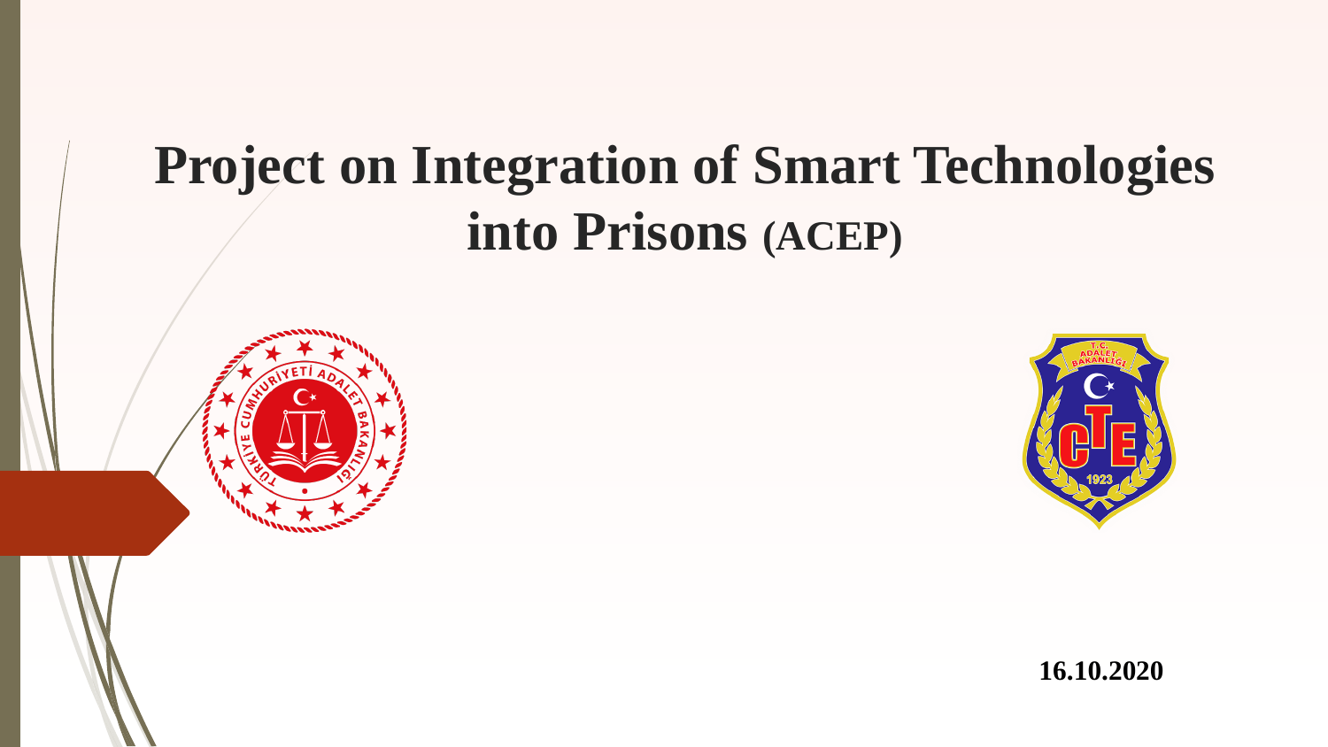# Project on Integration of Smart Technologies into Prisons (ACEP)

**16.10.2020**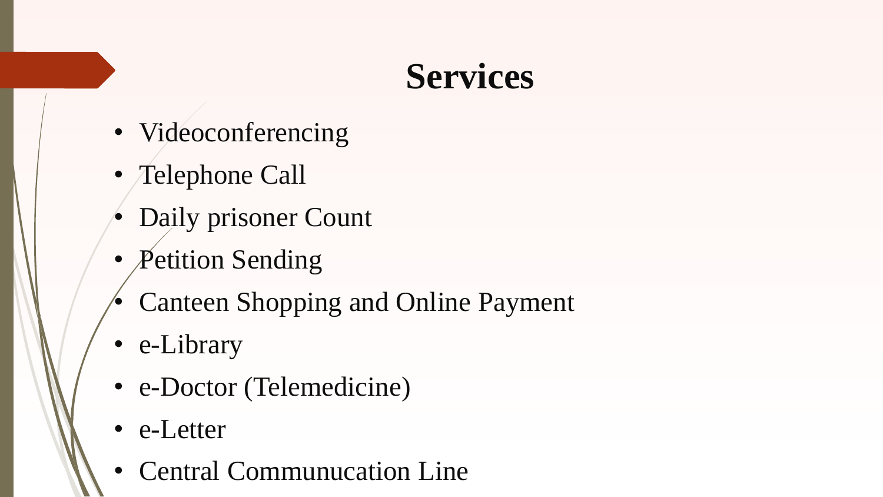# Services

- Videoconferencing
- Telephone Call
- Daily prisoner Count
- Petition Sending
- Canteen Shopping and Online Payment
- e-Library
- e-Doctor (Telemedicine)
- e-Letter
- Central Communucation Line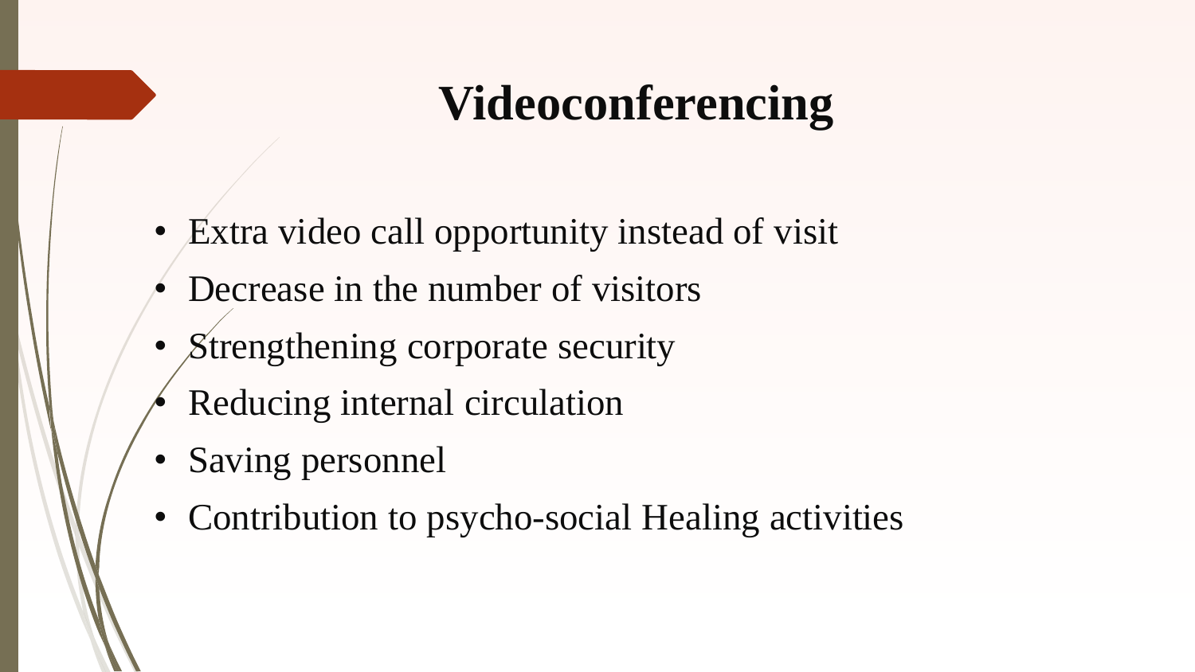# Videoconferencing

- Extra video call opportunity instead of visit
- Decrease in the number of visitors
- Strengthening corporate security
- Reducing internal circulation
- Saving personnel
- Contribution to psycho-social Healing activities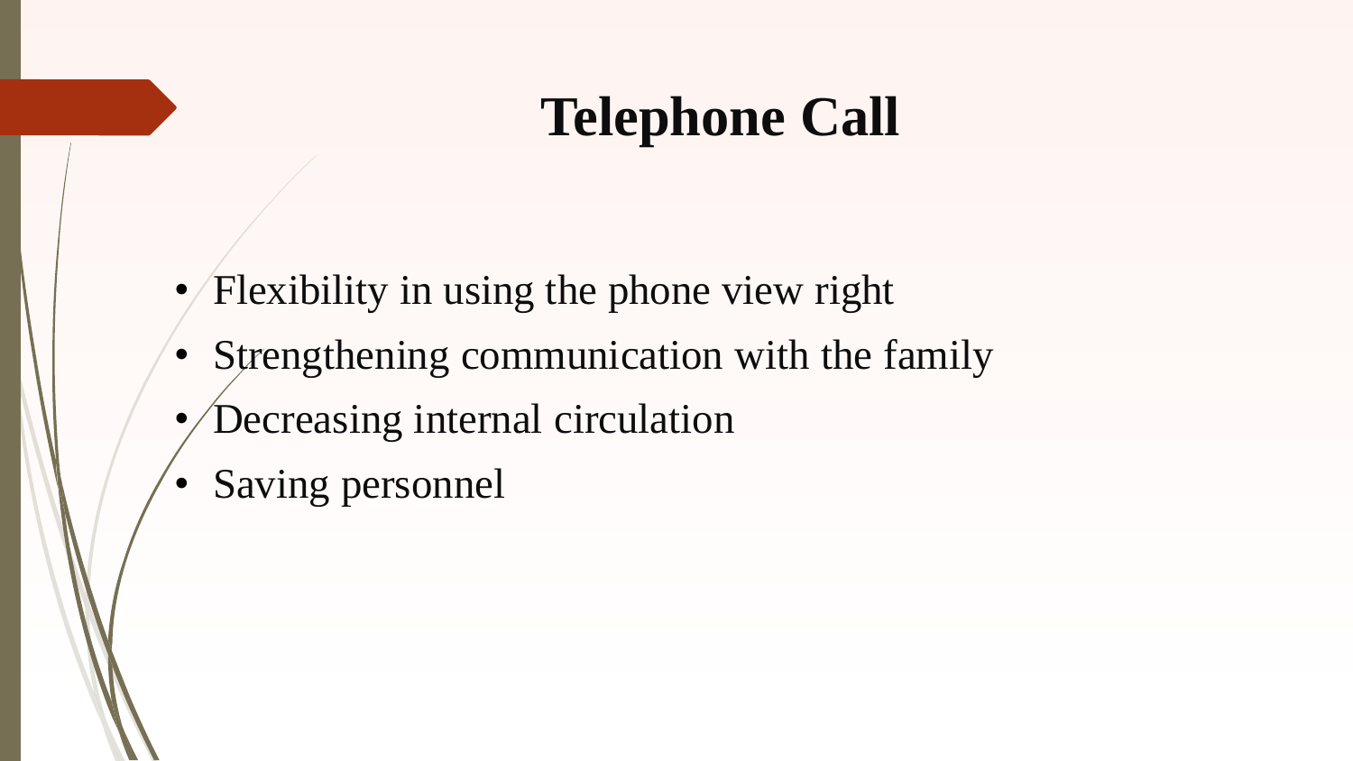# Telephone Call

- Flexibility in using the phone view right
- Strengthening communication with the family
- Decreasing internal circulation
- Saving personnel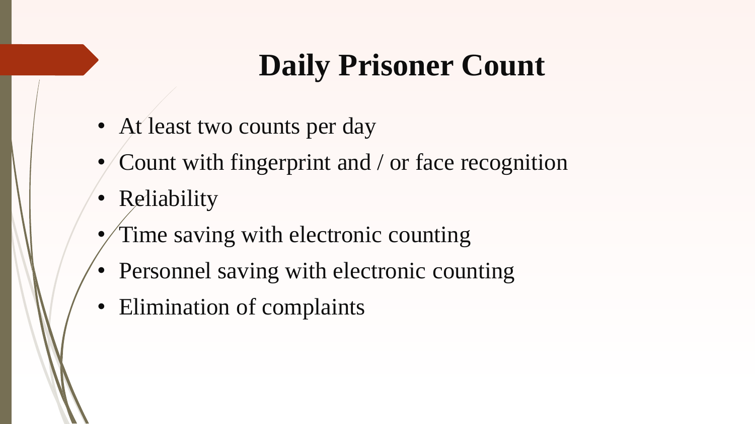# Daily Prisoner Count

- At least two counts per day
- Count with fingerprint and / or face recognition
- Reliability
- Time saving with electronic counting
- Personnel saving with electronic counting
- Elimination of complaints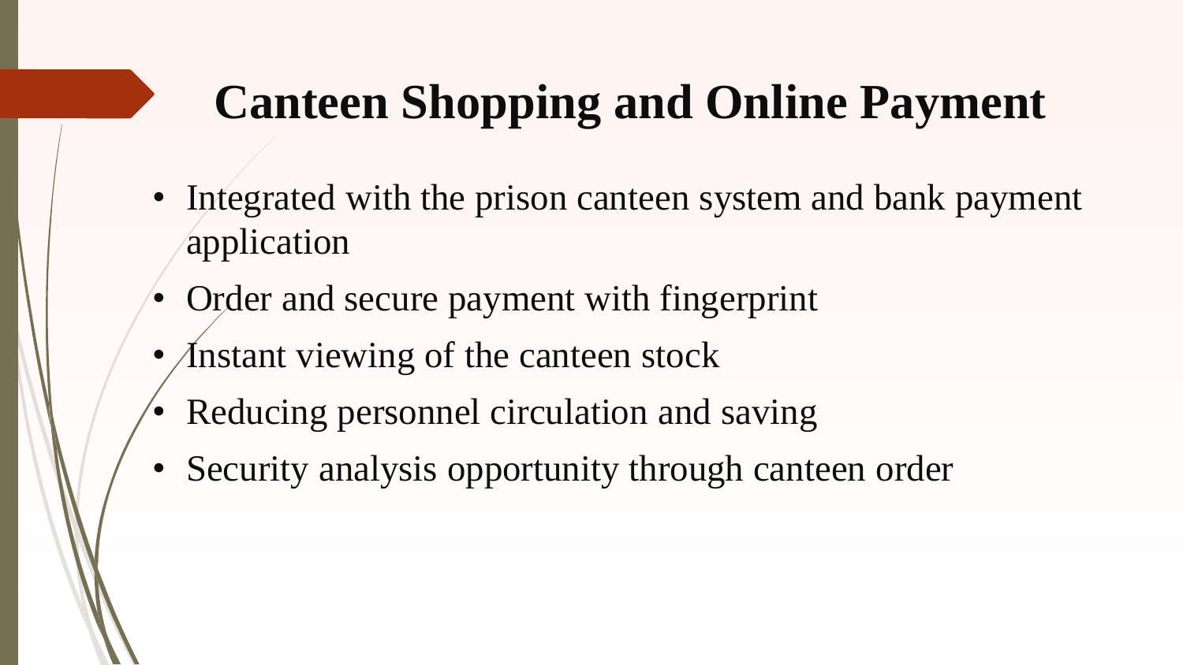# Canteen Shopping and Online Payment

- Integrated with the prison canteen system and bank payment application
- Order and secure payment with fingerprint
- Instant viewing of the canteen stock
- Reducing personnel circulation and saving
- Security analysis opportunity through canteen order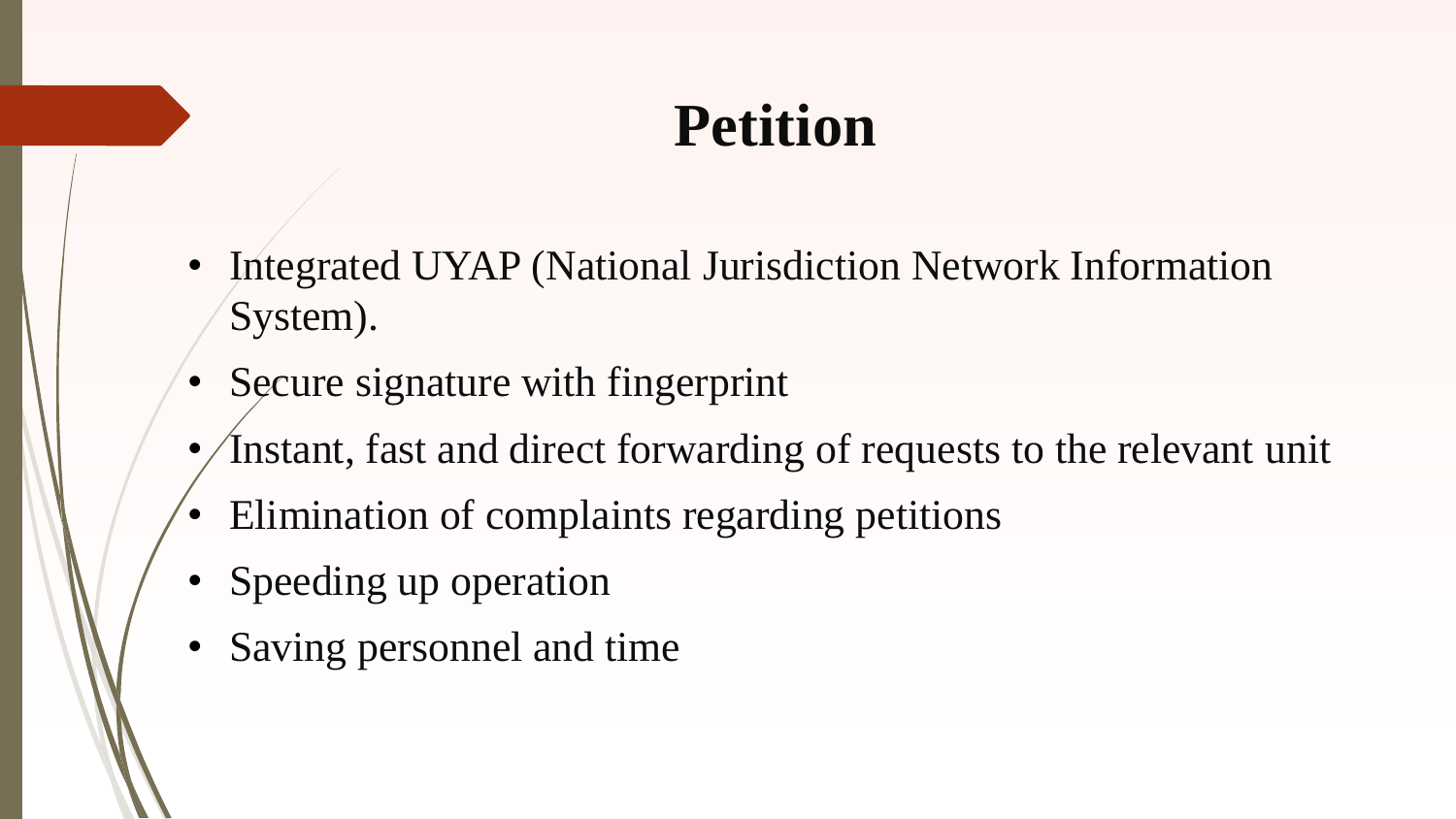# Petition

- Integrated UYAP (National Jurisdiction Network Information System).
- Secure signature with fingerprint
- Instant, fast and direct forwarding of requests to the relevant unit
- Elimination of complaints regarding petitions
- Speeding up operation
- Saving personnel and time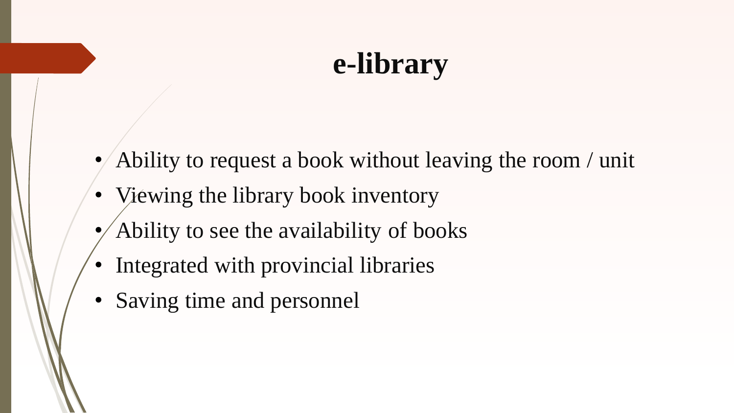# e-library

- Ability to request a book without leaving the room / unit
- Viewing the library book inventory
- Ability to see the availability of books
- Integrated with provincial libraries
- Saving time and personnel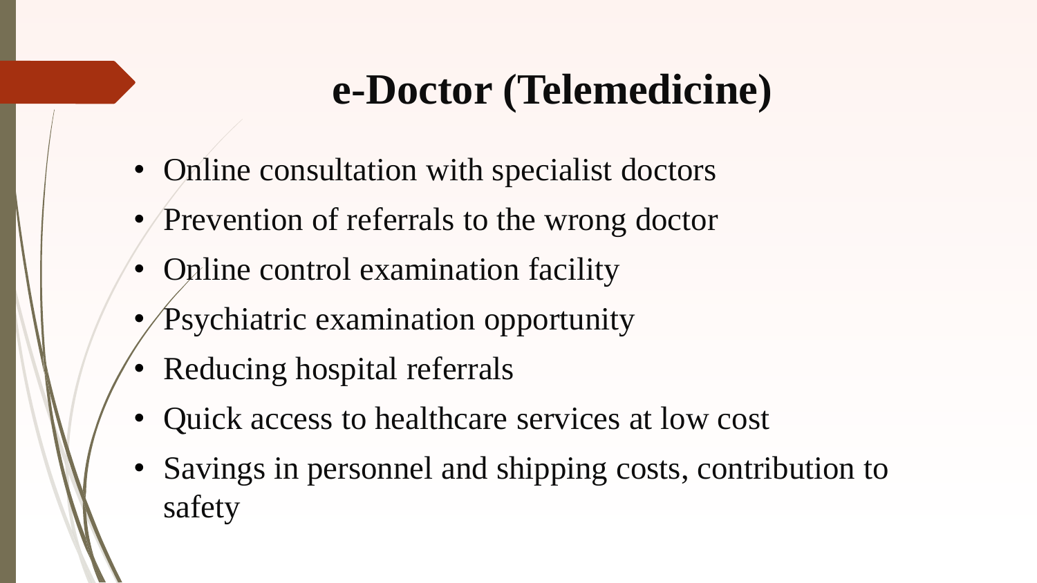# e-Doctor (Telemedicine)

- Online consultation with specialist doctors
- Prevention of referrals to the wrong doctor
- Online control examination facility
- Psychiatric examination opportunity
- Reducing hospital referrals
- Quick access to healthcare services at low cost
- Savings in personnel and shipping costs, contribution to safety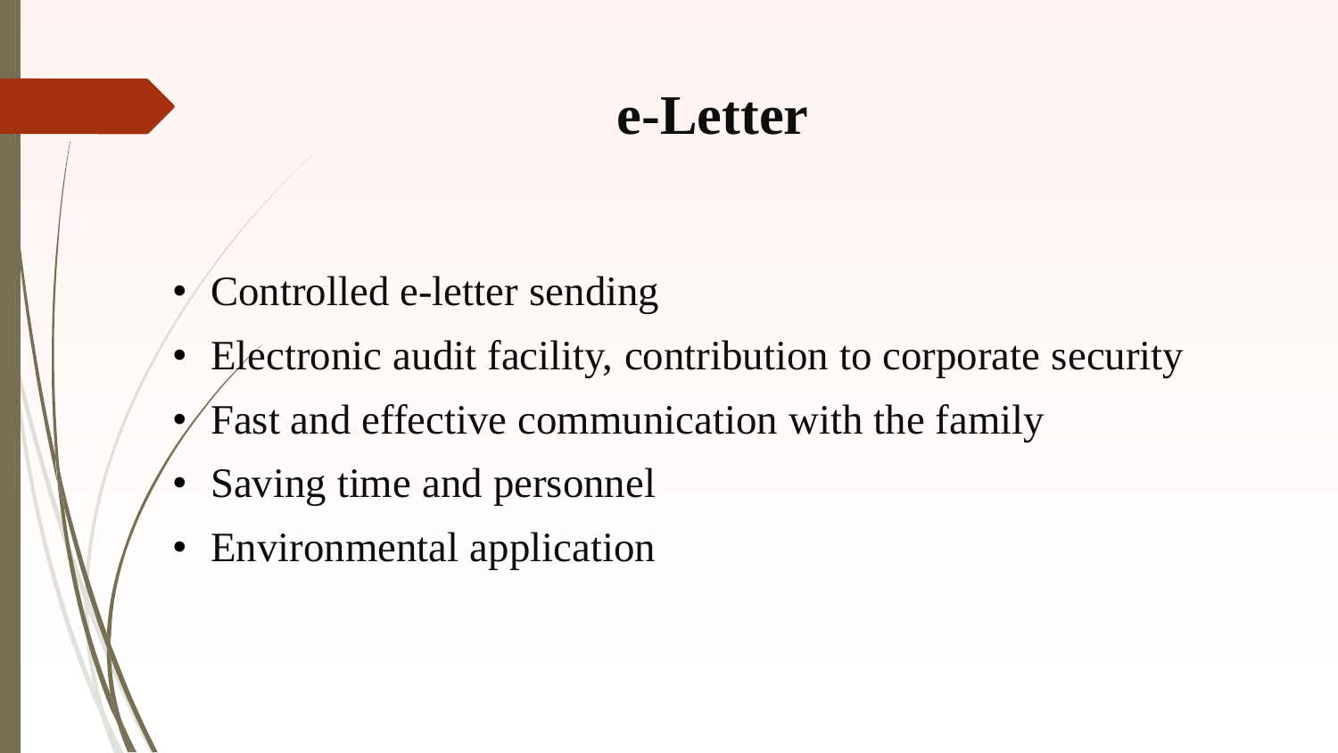# e-Letter

- Controlled e-letter sending
- Electronic audit facility, contribution to corporate security
- Fast and effective communication with the family
- Saving time and personnel
- Environmental application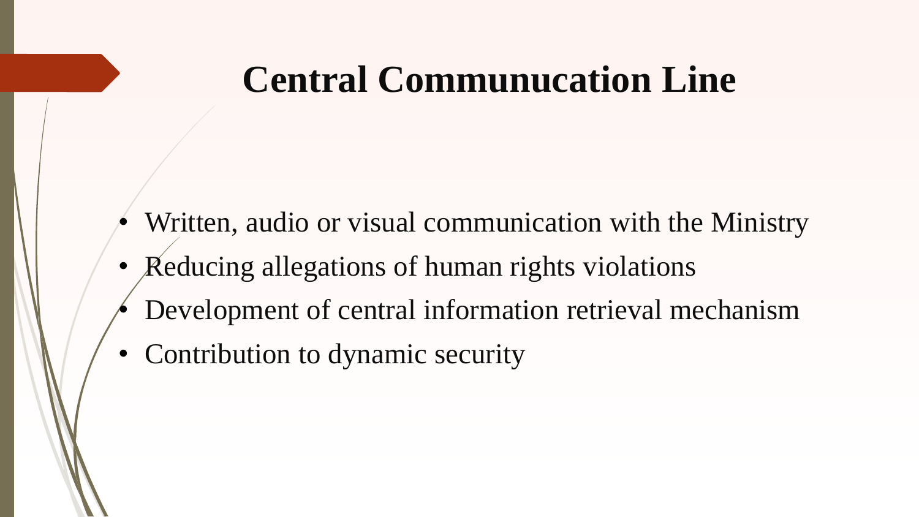# Central Communucation Line

- Written, audio or visual communication with the Ministry
- Reducing allegations of human rights violations
- Development of central information retrieval mechanism
- Contribution to dynamic security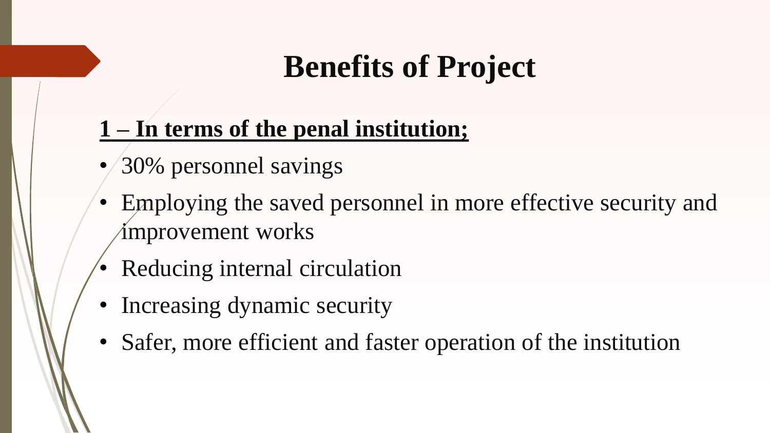# Benefits of Project

**1 – In terms of the penal institution;**

- 30% personnel savings
- Employing the saved personnel in more effective security and improvement works
- Reducing internal circulation
- Increasing dynamic security
- Safer, more efficient and faster operation of the institution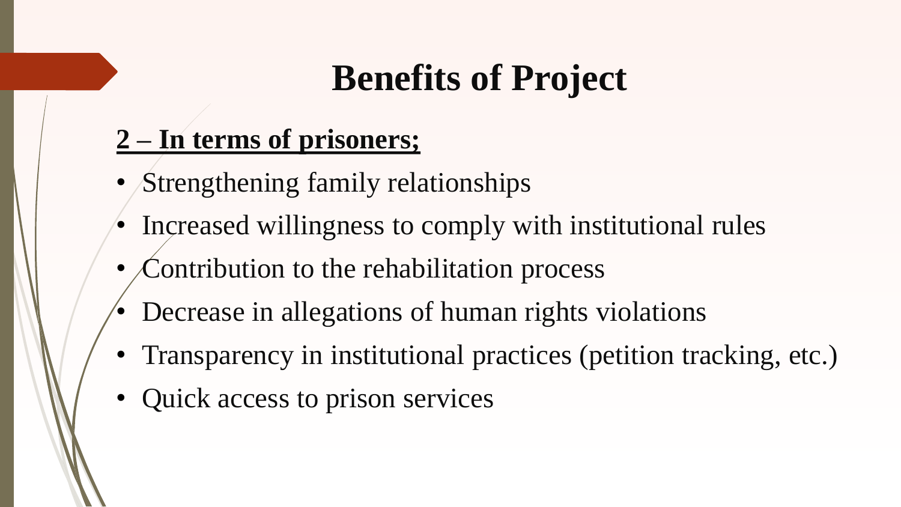# Benefits of Project

**2 – In terms of prisoners;**

- Strengthening family relationships
- Increased willingness to comply with institutional rules
- Contribution to the rehabilitation process
- Decrease in allegations of human rights violations
- Transparency in institutional practices (petition tracking, etc.)
- Quick access to prison services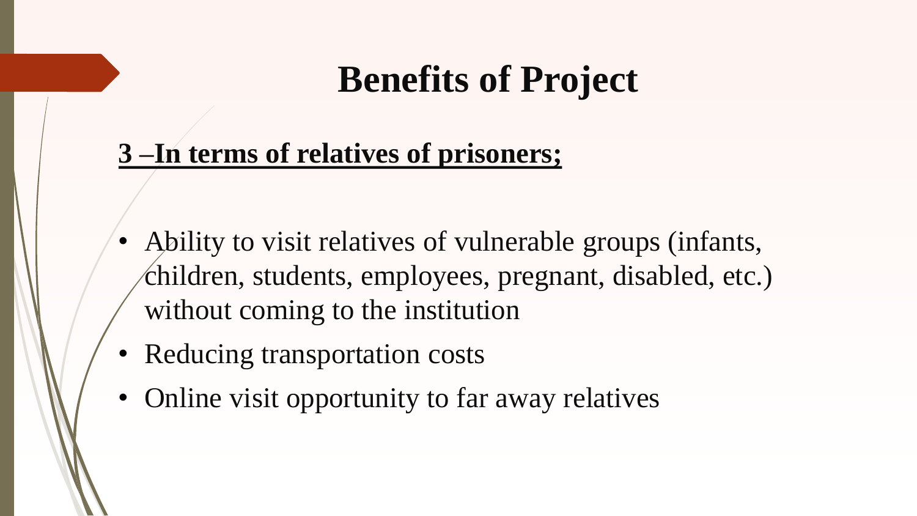# Benefits of Project

**3 –In terms of relatives of prisoners;**

- Ability to visit relatives of vulnerable groups (infants, children, students, employees, pregnant, disabled, etc.) without coming to the institution
- Reducing transportation costs
- Online visit opportunity to far away relatives